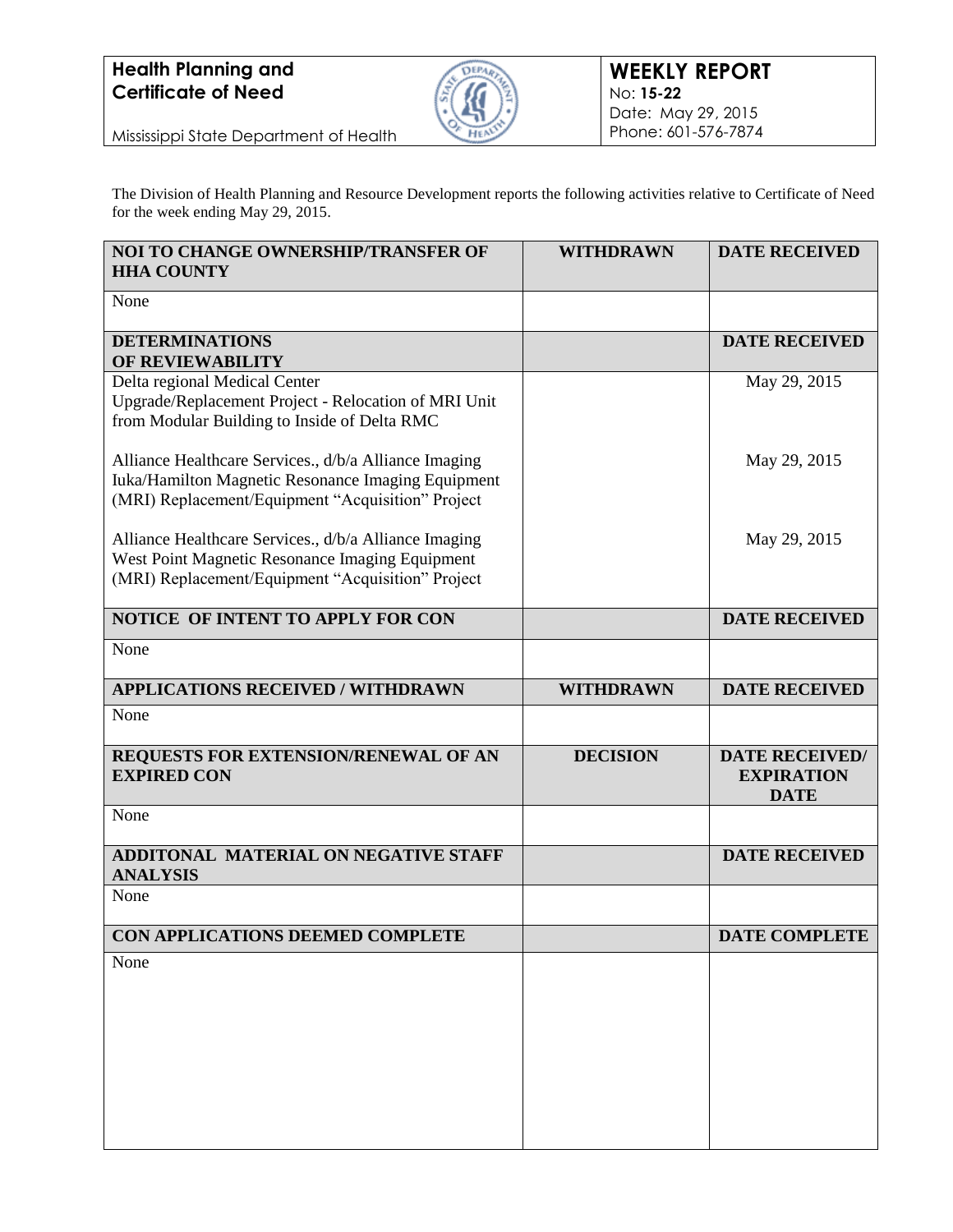**Health Planning and Certificate of Need**

Mississippi State Department of Health

**WEEKLY REPORT**
No: **15-22**
Date: May 29, 2015
Phone: 601-576-7874

The Division of Health Planning and Resource Development reports the following activities relative to Certificate of Need for the week ending May 29, 2015.

| NOI TO CHANGE OWNERSHIP/TRANSFER OF HHA COUNTY | WITHDRAWN | DATE RECEIVED |
|---|---|---|
| None | | |
| **DETERMINATIONS OF REVIEWABILITY** | | **DATE RECEIVED** |
| Delta regional Medical Center Upgrade/Replacement Project - Relocation of MRI Unit from Modular Building to Inside of Delta RMC | | May 29, 2015 |
| Alliance Healthcare Services., d/b/a Alliance Imaging Iuka/Hamilton Magnetic Resonance Imaging Equipment (MRI) Replacement/Equipment "Acquisition" Project | | May 29, 2015 |
| Alliance Healthcare Services., d/b/a Alliance Imaging West Point Magnetic Resonance Imaging Equipment (MRI) Replacement/Equipment "Acquisition" Project | | May 29, 2015 |
| **NOTICE OF INTENT TO APPLY FOR CON** | | **DATE RECEIVED** |
| None | | |
| **APPLICATIONS RECEIVED / WITHDRAWN** | **WITHDRAWN** | **DATE RECEIVED** |
| None | | |
| **REQUESTS FOR EXTENSION/RENEWAL OF AN EXPIRED CON** | **DECISION** | **DATE RECEIVED/ EXPIRATION DATE** |
| None | | |
| **ADDITONAL MATERIAL ON NEGATIVE STAFF ANALYSIS** | | **DATE RECEIVED** |
| None | | |
| **CON APPLICATIONS DEEMED COMPLETE** | | **DATE COMPLETE** |
| None | | |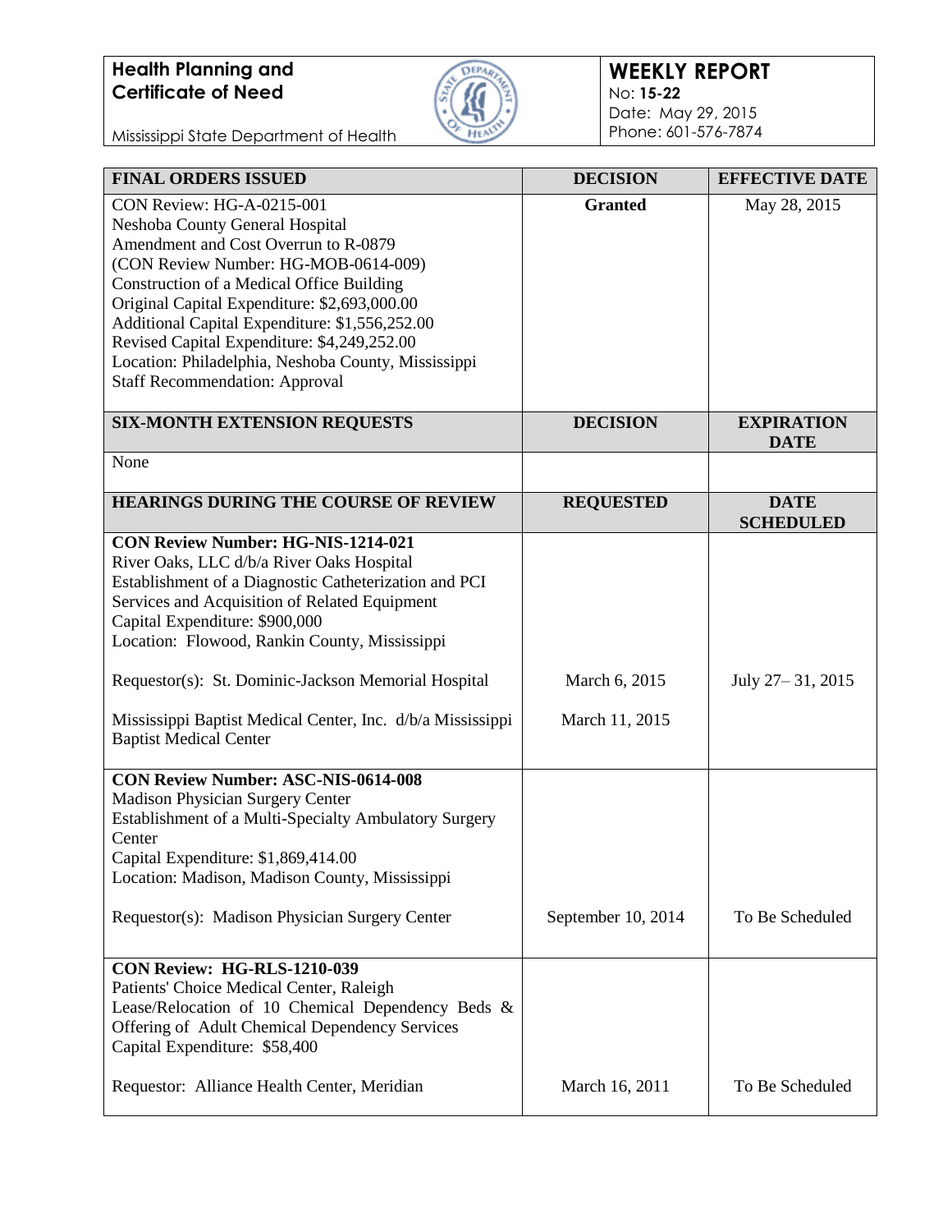**Health Planning and Certificate of Need**

Mississippi State Department of Health

**WEEKLY REPORT**
No: **15-22**
Date: May 29, 2015
Phone: 601-576-7874

| FINAL ORDERS ISSUED | DECISION | EFFECTIVE DATE |
|---|---|---|
| CON Review: HG-A-0215-001<br>Neshoba County General Hospital<br>Amendment and Cost Overrun to R-0879<br>(CON Review Number: HG-MOB-0614-009)<br>Construction of a Medical Office Building<br>Original Capital Expenditure: $2,693,000.00<br>Additional Capital Expenditure: $1,556,252.00<br>Revised Capital Expenditure: $4,249,252.00<br>Location: Philadelphia, Neshoba County, Mississippi<br>Staff Recommendation: Approval | **Granted** | May 28, 2015 |

| SIX-MONTH EXTENSION REQUESTS | DECISION | EXPIRATION DATE |
|---|---|---|
| None | | |

| HEARINGS DURING THE COURSE OF REVIEW | REQUESTED | DATE SCHEDULED |
|---|---|---|
| **CON Review Number: HG-NIS-1214-021**<br>River Oaks, LLC d/b/a River Oaks Hospital<br>Establishment of a Diagnostic Catheterization and PCI Services and Acquisition of Related Equipment<br>Capital Expenditure: $900,000<br>Location: Flowood, Rankin County, Mississippi | | |
| Requestor(s): St. Dominic-Jackson Memorial Hospital | March 6, 2015 | July 27– 31, 2015 |
| Mississippi Baptist Medical Center, Inc. d/b/a Mississippi Baptist Medical Center | March 11, 2015 | |
| **CON Review Number: ASC-NIS-0614-008**<br>Madison Physician Surgery Center<br>Establishment of a Multi-Specialty Ambulatory Surgery Center<br>Capital Expenditure: $1,869,414.00<br>Location: Madison, Madison County, Mississippi | | |
| Requestor(s): Madison Physician Surgery Center | September 10, 2014 | To Be Scheduled |
| **CON Review: HG-RLS-1210-039**<br>Patients' Choice Medical Center, Raleigh<br>Lease/Relocation of 10 Chemical Dependency Beds & Offering of Adult Chemical Dependency Services<br>Capital Expenditure: $58,400 | | |
| Requestor: Alliance Health Center, Meridian | March 16, 2011 | To Be Scheduled |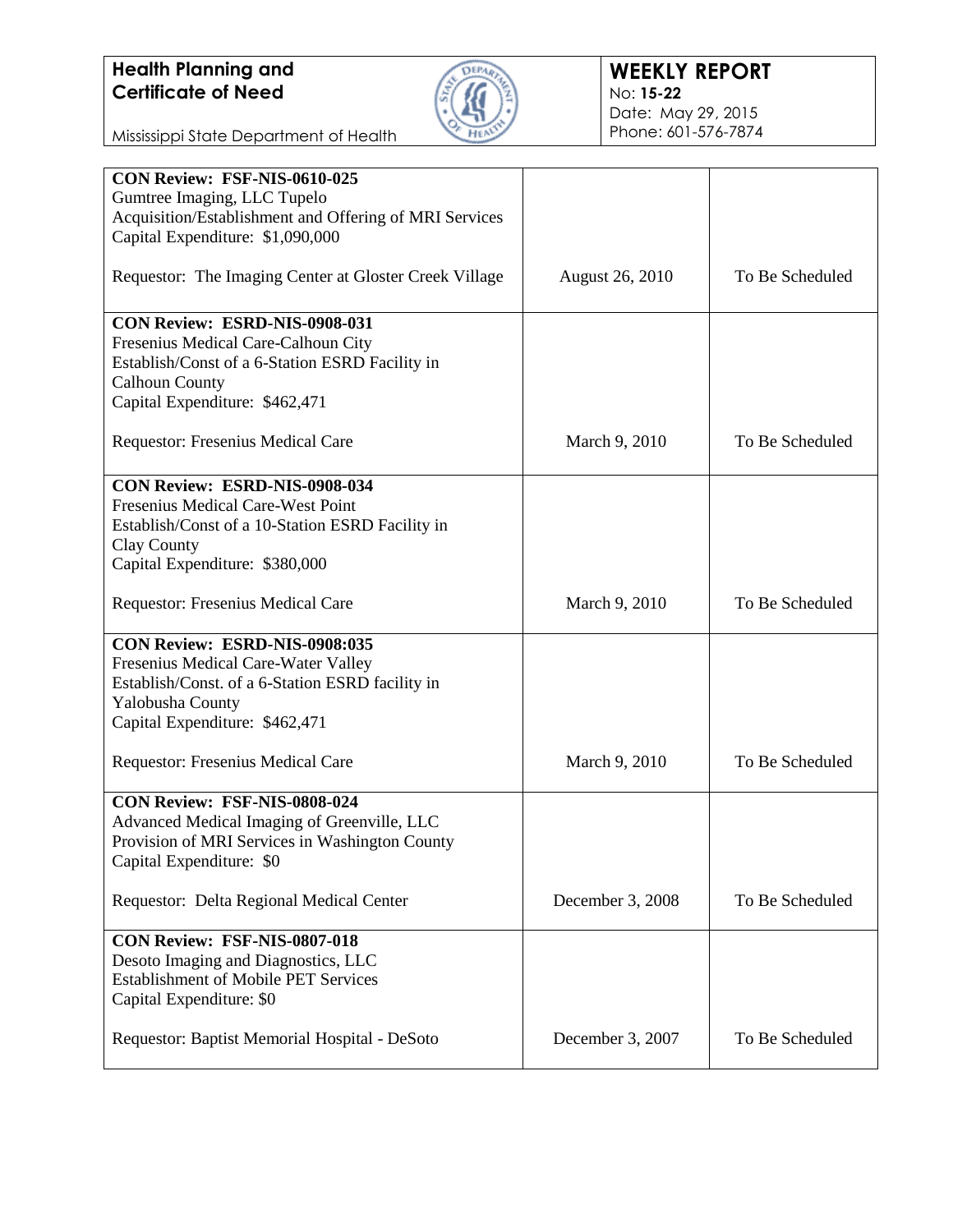**Health Planning and Certificate of Need**

Mississippi State Department of Health

**WEEKLY REPORT**
No: **15-22**
Date: May 29, 2015
Phone: 601-576-7874

| | | |
|---|---|---|
| **CON Review: FSF-NIS-0610-025**<br>Gumtree Imaging, LLC Tupelo<br>Acquisition/Establishment and Offering of MRI Services<br>Capital Expenditure: $1,090,000<br><br>Requestor: The Imaging Center at Gloster Creek Village | August 26, 2010 | To Be Scheduled |
| **CON Review: ESRD-NIS-0908-031**<br>Fresenius Medical Care-Calhoun City<br>Establish/Const of a 6-Station ESRD Facility in Calhoun County<br>Capital Expenditure: $462,471<br><br>Requestor: Fresenius Medical Care | March 9, 2010 | To Be Scheduled |
| **CON Review: ESRD-NIS-0908-034**<br>Fresenius Medical Care-West Point<br>Establish/Const of a 10-Station ESRD Facility in Clay County<br>Capital Expenditure: $380,000<br><br>Requestor: Fresenius Medical Care | March 9, 2010 | To Be Scheduled |
| **CON Review: ESRD-NIS-0908:035**<br>Fresenius Medical Care-Water Valley<br>Establish/Const. of a 6-Station ESRD facility in Yalobusha County<br>Capital Expenditure: $462,471<br><br>Requestor: Fresenius Medical Care | March 9, 2010 | To Be Scheduled |
| **CON Review: FSF-NIS-0808-024**<br>Advanced Medical Imaging of Greenville, LLC<br>Provision of MRI Services in Washington County<br>Capital Expenditure: $0<br><br>Requestor: Delta Regional Medical Center | December 3, 2008 | To Be Scheduled |
| **CON Review: FSF-NIS-0807-018**<br>Desoto Imaging and Diagnostics, LLC<br>Establishment of Mobile PET Services<br>Capital Expenditure: $0<br><br>Requestor: Baptist Memorial Hospital - DeSoto | December 3, 2007 | To Be Scheduled |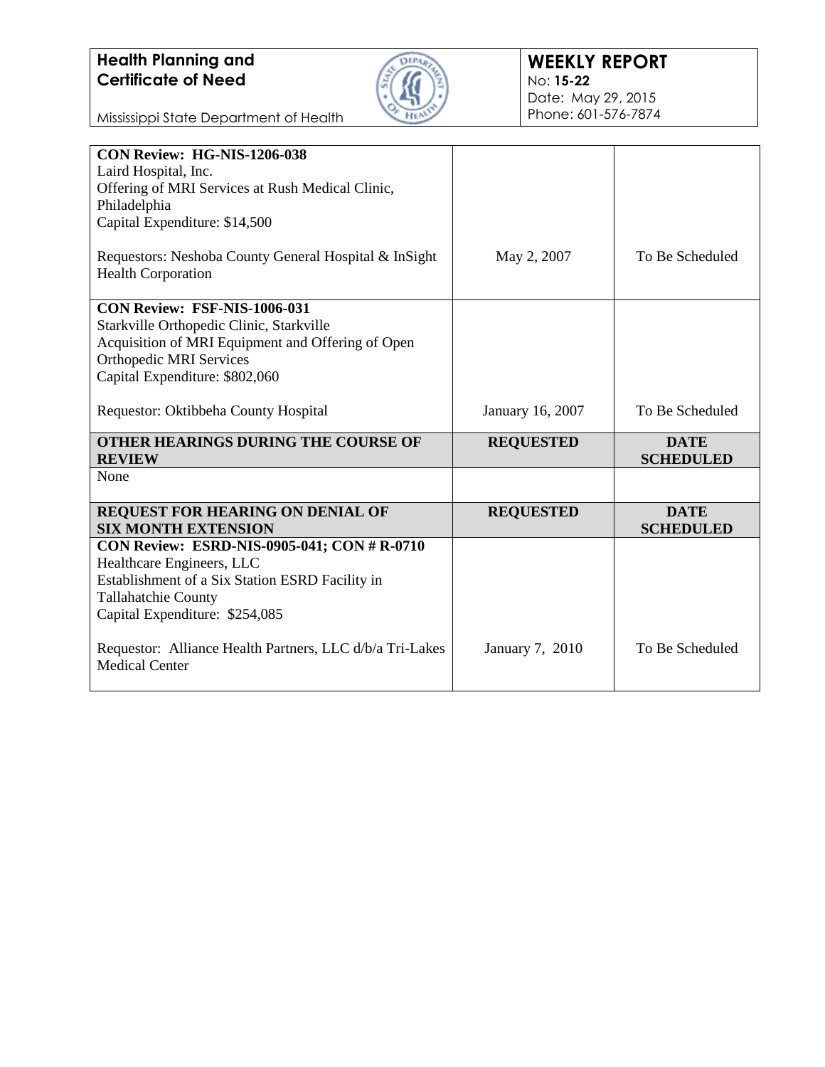| | | |
|---|---|---|
| **CON Review: HG-NIS-1206-038**<br>Laird Hospital, Inc.<br>Offering of MRI Services at Rush Medical Clinic, Philadelphia<br>Capital Expenditure: $14,500<br><br>Requestors: Neshoba County General Hospital & InSight Health Corporation | May 2, 2007 | To Be Scheduled |
| **CON Review: FSF-NIS-1006-031**<br>Starkville Orthopedic Clinic, Starkville<br>Acquisition of MRI Equipment and Offering of Open Orthopedic MRI Services<br>Capital Expenditure: $802,060<br><br>Requestor: Oktibbeha County Hospital | January 16, 2007 | To Be Scheduled |
| **OTHER HEARINGS DURING THE COURSE OF REVIEW** | **REQUESTED** | **DATE SCHEDULED** |
| None | | |
| **REQUEST FOR HEARING ON DENIAL OF SIX MONTH EXTENSION** | **REQUESTED** | **DATE SCHEDULED** |
| **CON Review: ESRD-NIS-0905-041; CON # R-0710**<br>Healthcare Engineers, LLC<br>Establishment of a Six Station ESRD Facility in Tallahatchie County<br>Capital Expenditure: $254,085<br><br>Requestor: Alliance Health Partners, LLC d/b/a Tri-Lakes Medical Center | January 7, 2010 | To Be Scheduled |